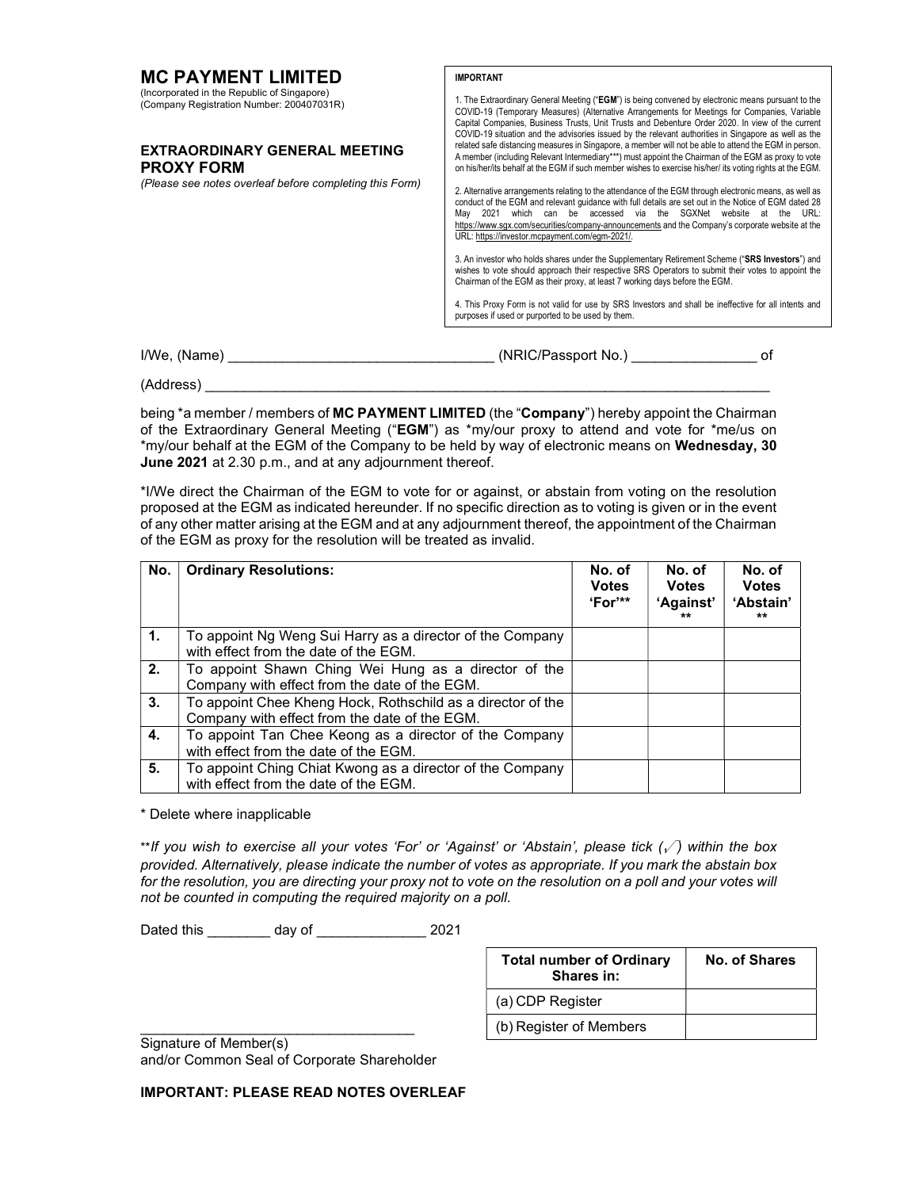# MC PAYMENT LIMITED

(Incorporated in the Republic of Singapore)
(Company Registration Number: 200407031R)

## EXTRAORDINARY GENERAL MEETING PROXY FORM

*(Please see notes overleaf before completing this Form)*

**IMPORTANT**

1. The Extraordinary General Meeting ("**EGM**") is being convened by electronic means pursuant to the COVID-19 (Temporary Measures) (Alternative Arrangements for Meetings for Companies, Variable Capital Companies, Business Trusts, Unit Trusts and Debenture Order 2020. In view of the current COVID-19 situation and the advisories issued by the relevant authorities in Singapore as well as the related safe distancing measures in Singapore, a member will not be able to attend the EGM in person. A member (including Relevant Intermediary***) must appoint the Chairman of the EGM as proxy to vote on his/her/its behalf at the EGM if such member wishes to exercise his/her/ its voting rights at the EGM.

2. Alternative arrangements relating to the attendance of the EGM through electronic means, as well as conduct of the EGM and relevant guidance with full details are set out in the Notice of EGM dated 28 May 2021 which can be accessed via the SGXNet website at the URL: https://www.sgx.com/securities/company-announcements and the Company's corporate website at the URL: https://investor.mcpayment.com/egm-2021/.

3. An investor who holds shares under the Supplementary Retirement Scheme ("**SRS Investors**") and wishes to vote should approach their respective SRS Operators to submit their votes to appoint the Chairman of the EGM as their proxy, at least 7 working days before the EGM.

4. This Proxy Form is not valid for use by SRS Investors and shall be ineffective for all intents and purposes if used or purported to be used by them.

I/We, (Name) _________________________________ (NRIC/Passport No.) ________________ of

(Address) ___________________________________________________________________________

being *a member / members of **MC PAYMENT LIMITED** (the "**Company**") hereby appoint the Chairman of the Extraordinary General Meeting ("**EGM**") as *my/our proxy to attend and vote for *me/us on *my/our behalf at the EGM of the Company to be held by way of electronic means on **Wednesday, 30 June 2021** at 2.30 p.m., and at any adjournment thereof.

*I/We direct the Chairman of the EGM to vote for or against, or abstain from voting on the resolution proposed at the EGM as indicated hereunder. If no specific direction as to voting is given or in the event of any other matter arising at the EGM and at any adjournment thereof, the appointment of the Chairman of the EGM as proxy for the resolution will be treated as invalid.

| No. | Ordinary Resolutions: | No. of Votes 'For'** | No. of Votes 'Against'** | No. of Votes 'Abstain'** |
|---|---|---|---|---|
| 1. | To appoint Ng Weng Sui Harry as a director of the Company with effect from the date of the EGM. | | | |
| 2. | To appoint Shawn Ching Wei Hung as a director of the Company with effect from the date of the EGM. | | | |
| 3. | To appoint Chee Kheng Hock, Rothschild as a director of the Company with effect from the date of the EGM. | | | |
| 4. | To appoint Tan Chee Keong as a director of the Company with effect from the date of the EGM. | | | |
| 5. | To appoint Ching Chiat Kwong as a director of the Company with effect from the date of the EGM. | | | |

\* Delete where inapplicable

*\*\*If you wish to exercise all your votes 'For' or 'Against' or 'Abstain', please tick (√) within the box provided. Alternatively, please indicate the number of votes as appropriate. If you mark the abstain box for the resolution, you are directing your proxy not to vote on the resolution on a poll and your votes will not be counted in computing the required majority on a poll.*

Dated this ________ day of _____________ 2021

| Total number of Ordinary Shares in: | No. of Shares |
|---|---|
| (a) CDP Register | |
| (b) Register of Members | |

___________________________________
Signature of Member(s)
and/or Common Seal of Corporate Shareholder

**IMPORTANT: PLEASE READ NOTES OVERLEAF**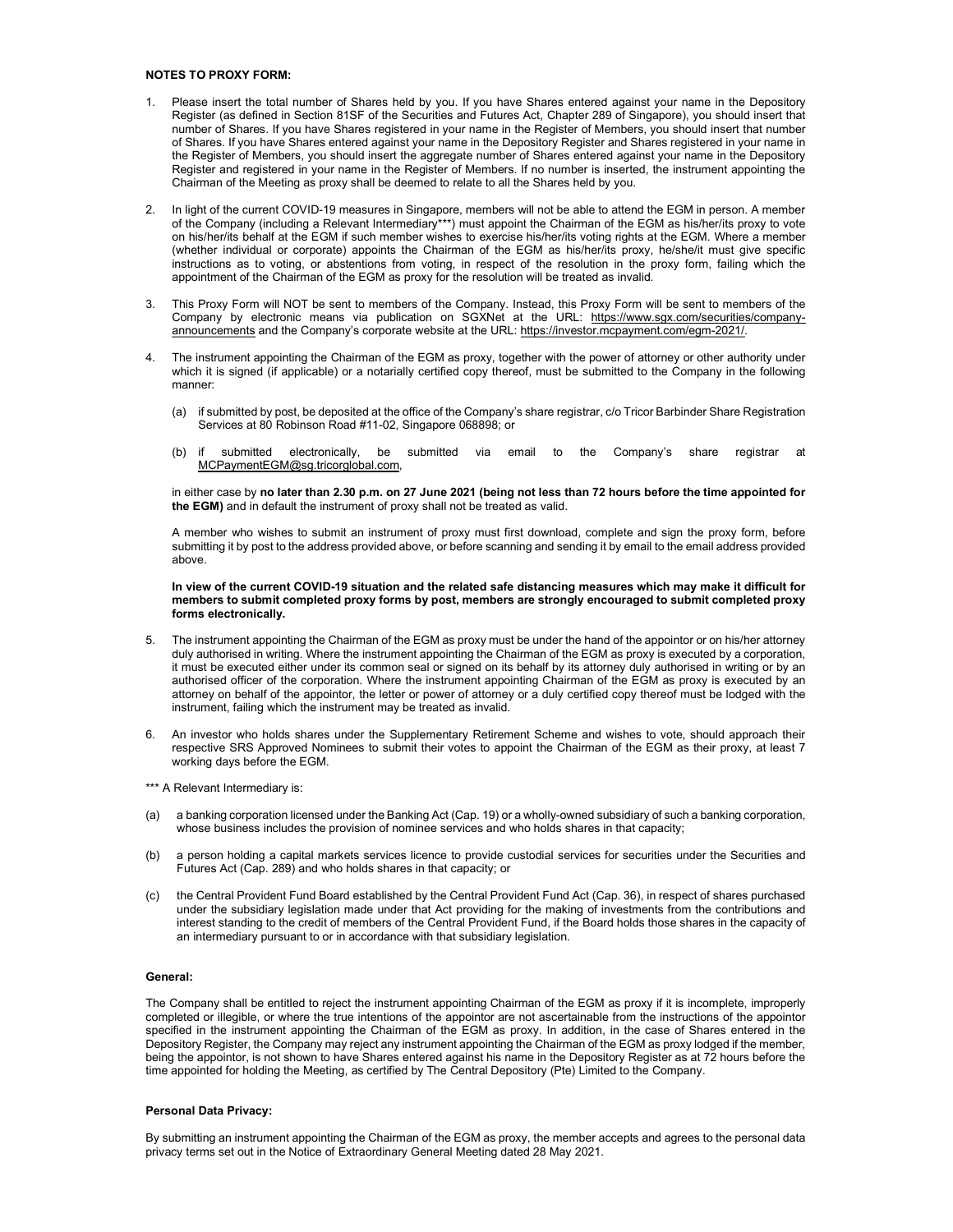**NOTES TO PROXY FORM:**

1. Please insert the total number of Shares held by you. If you have Shares entered against your name in the Depository Register (as defined in Section 81SF of the Securities and Futures Act, Chapter 289 of Singapore), you should insert that number of Shares. If you have Shares registered in your name in the Register of Members, you should insert that number of Shares. If you have Shares entered against your name in the Depository Register and Shares registered in your name in the Register of Members, you should insert the aggregate number of Shares entered against your name in the Depository Register and registered in your name in the Register of Members. If no number is inserted, the instrument appointing the Chairman of the Meeting as proxy shall be deemed to relate to all the Shares held by you.

2. In light of the current COVID-19 measures in Singapore, members will not be able to attend the EGM in person. A member of the Company (including a Relevant Intermediary***) must appoint the Chairman of the EGM as his/her/its proxy to vote on his/her/its behalf at the EGM if such member wishes to exercise his/her/its voting rights at the EGM. Where a member (whether individual or corporate) appoints the Chairman of the EGM as his/her/its proxy, he/she/it must give specific instructions as to voting, or abstentions from voting, in respect of the resolution in the proxy form, failing which the appointment of the Chairman of the EGM as proxy for the resolution will be treated as invalid.

3. This Proxy Form will NOT be sent to members of the Company. Instead, this Proxy Form will be sent to members of the Company by electronic means via publication on SGXNet at the URL: https://www.sgx.com/securities/company-announcements and the Company's corporate website at the URL: https://investor.mcpayment.com/egm-2021/.

4. The instrument appointing the Chairman of the EGM as proxy, together with the power of attorney or other authority under which it is signed (if applicable) or a notarially certified copy thereof, must be submitted to the Company in the following manner:

   (a) if submitted by post, be deposited at the office of the Company's share registrar, c/o Tricor Barbinder Share Registration Services at 80 Robinson Road #11-02, Singapore 068898; or

   (b) if submitted electronically, be submitted via email to the Company's share registrar at MCPaymentEGM@sg.tricorglobal.com,

   in either case by **no later than 2.30 p.m. on 27 June 2021 (being not less than 72 hours before the time appointed for the EGM)** and in default the instrument of proxy shall not be treated as valid.

   A member who wishes to submit an instrument of proxy must first download, complete and sign the proxy form, before submitting it by post to the address provided above, or before scanning and sending it by email to the email address provided above.

   **In view of the current COVID-19 situation and the related safe distancing measures which may make it difficult for members to submit completed proxy forms by post, members are strongly encouraged to submit completed proxy forms electronically.**

5. The instrument appointing the Chairman of the EGM as proxy must be under the hand of the appointor or on his/her attorney duly authorised in writing. Where the instrument appointing the Chairman of the EGM as proxy is executed by a corporation, it must be executed either under its common seal or signed on its behalf by its attorney duly authorised in writing or by an authorised officer of the corporation. Where the instrument appointing Chairman of the EGM as proxy is executed by an attorney on behalf of the appointor, the letter or power of attorney or a duly certified copy thereof must be lodged with the instrument, failing which the instrument may be treated as invalid.

6. An investor who holds shares under the Supplementary Retirement Scheme and wishes to vote, should approach their respective SRS Approved Nominees to submit their votes to appoint the Chairman of the EGM as their proxy, at least 7 working days before the EGM.

*** A Relevant Intermediary is:

(a) a banking corporation licensed under the Banking Act (Cap. 19) or a wholly-owned subsidiary of such a banking corporation, whose business includes the provision of nominee services and who holds shares in that capacity;

(b) a person holding a capital markets services licence to provide custodial services for securities under the Securities and Futures Act (Cap. 289) and who holds shares in that capacity; or

(c) the Central Provident Fund Board established by the Central Provident Fund Act (Cap. 36), in respect of shares purchased under the subsidiary legislation made under that Act providing for the making of investments from the contributions and interest standing to the credit of members of the Central Provident Fund, if the Board holds those shares in the capacity of an intermediary pursuant to or in accordance with that subsidiary legislation.

**General:**

The Company shall be entitled to reject the instrument appointing Chairman of the EGM as proxy if it is incomplete, improperly completed or illegible, or where the true intentions of the appointor are not ascertainable from the instructions of the appointor specified in the instrument appointing the Chairman of the EGM as proxy. In addition, in the case of Shares entered in the Depository Register, the Company may reject any instrument appointing the Chairman of the EGM as proxy lodged if the member, being the appointor, is not shown to have Shares entered against his name in the Depository Register as at 72 hours before the time appointed for holding the Meeting, as certified by The Central Depository (Pte) Limited to the Company.

**Personal Data Privacy:**

By submitting an instrument appointing the Chairman of the EGM as proxy, the member accepts and agrees to the personal data privacy terms set out in the Notice of Extraordinary General Meeting dated 28 May 2021.